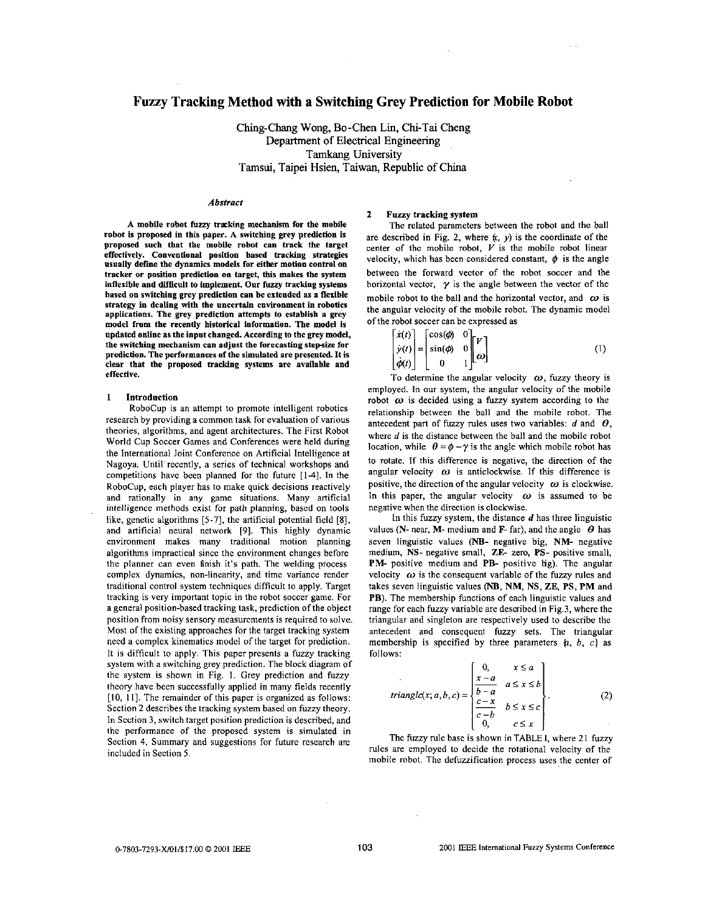# Fuzzy Tracking Method with a Switching Grey Prediction for Mobile Robot

Ching-Chang Wong, Bo-Chen Lin, Chi-Tai Cheng
Department of Electrical Engineering
Tamkang University
Tamsui, Taipei Hsien, Taiwan, Republic of China

### Abstract

**A mobile robot fuzzy tracking mechanism for the mobile robot is proposed in this paper. A switching grey prediction is proposed such that the mobile robot can track the target effectively. Conventional position based tracking strategies usually define the dynamics models for either motion control on tracker or position prediction on target, this makes the system inflexible and difficult to implement. Our fuzzy tracking systems based on switching grey prediction can be extended as a flexible strategy in dealing with the uncertain environment in robotics applications. The grey prediction attempts to establish a grey model from the recently historical information. The model is updated online as the input changed. According to the grey model, the switching mechanism can adjust the forecasting step-size for prediction. The performances of the simulated are presented. It is clear that the proposed tracking systems are available and effective.**

## 1 Introduction

RoboCup is an attempt to promote intelligent robotics research by providing a common task for evaluation of various theories, algorithms, and agent architectures. The First Robot World Cup Soccer Games and Conferences were held during the International Joint Conference on Artificial Intelligence at Nagoya. Until recently, a series of technical workshops and competitions have been planned for the future [1-4]. In the RoboCup, each player has to make quick decisions reactively and rationally in any game situations. Many artificial intelligence methods exist for path planning, based on tools like, genetic algorithms [5-7], the artificial potential field [8], and artificial neural network [9]. This highly dynamic environment makes many traditional motion planning algorithms impractical since the environment changes before the planner can even finish it's path. The welding process complex dynamics, non-linearity, and time variance render traditional control system techniques difficult to apply. Target tracking is very important topic in the robot soccer game. For a general position-based tracking task, prediction of the object position from noisy sensory measurements is required to solve. Most of the existing approaches for the target tracking system need a complex kinematics model of the target for prediction. It is difficult to apply. This paper presents a fuzzy tracking system with a switching grey prediction. The block diagram of the system is shown in Fig. 1. Grey prediction and fuzzy theory have been successfully applied in many fields recently [10, 11]. The remainder of this paper is organized as follows: Section 2 describes the tracking system based on fuzzy theory. In Section 3, switch target position prediction is described, and the performance of the proposed system is simulated in Section 4, Summary and suggestions for future research are included in Section 5.

## 2 Fuzzy tracking system

The related parameters between the robot and the ball are described in Fig. 2, where $(x, y)$ is the coordinate of the center of the mobile robot, $V$ is the mobile robot linear velocity, which has been considered constant, $\phi$ is the angle between the forward vector of the robot soccer and the horizontal vector, $\gamma$ is the angle between the vector of the mobile robot to the ball and the horizontal vector, and $\omega$ is the angular velocity of the mobile robot. The dynamic model of the robot soccer can be expressed as

$$\begin{bmatrix} \dot{x}(t) \\ \dot{y}(t) \\ \dot{\phi}(t) \end{bmatrix} = \begin{bmatrix} \cos(\phi) & 0 \\ \sin(\phi) & 0 \\ 0 & 1 \end{bmatrix} \begin{bmatrix} V \\ \omega \end{bmatrix} \tag{1}$$

To determine the angular velocity $\omega$, fuzzy theory is employed. In our system, the angular velocity of the mobile robot $\omega$ is decided using a fuzzy system according to the relationship between the ball and the mobile robot. The antecedent part of fuzzy rules uses two variables: $d$ and $\theta$, where $d$ is the distance between the ball and the mobile robot location, while $\theta = \phi - \gamma$ is the angle which mobile robot has to rotate. If this difference is negative, the direction of the angular velocity $\omega$ is anticlockwise. If this difference is positive, the direction of the angular velocity $\omega$ is clockwise. In this paper, the angular velocity $\omega$ is assumed to be negative when the direction is clockwise.

In this fuzzy system, the distance $d$ has three linguistic values (**N**- near, **M**- medium and **F**- far), and the angle $\theta$ has seven linguistic values (**NB**- negative big, **NM**- negative medium, **NS**- negative small, **ZE**- zero, **PS**- positive small, **PM**- positive medium and **PB**- positive big). The angular velocity $\omega$ is the consequent variable of the fuzzy rules and takes seven linguistic values (**NB**, **NM**, **NS**, **ZE**, **PS**, **PM** and **PB**). The membership functions of each linguistic values and range for each fuzzy variable are described in Fig.3, where the triangular and singleton are respectively used to describe the antecedent and consequent fuzzy sets. The triangular membership is specified by three parameters $\{a, b, c\}$ as follows:

$$triangle(x; a, b, c) = \begin{cases} 0, & x \le a \\ \dfrac{x-a}{b-a} & a \le x \le b \\ \dfrac{c-x}{c-b} & b \le x \le c \\ 0, & c \le x \end{cases}. \tag{2}$$

The fuzzy rule base is shown in TABLE I, where 21 fuzzy rules are employed to decide the rotational velocity of the mobile robot. The defuzzification process uses the center of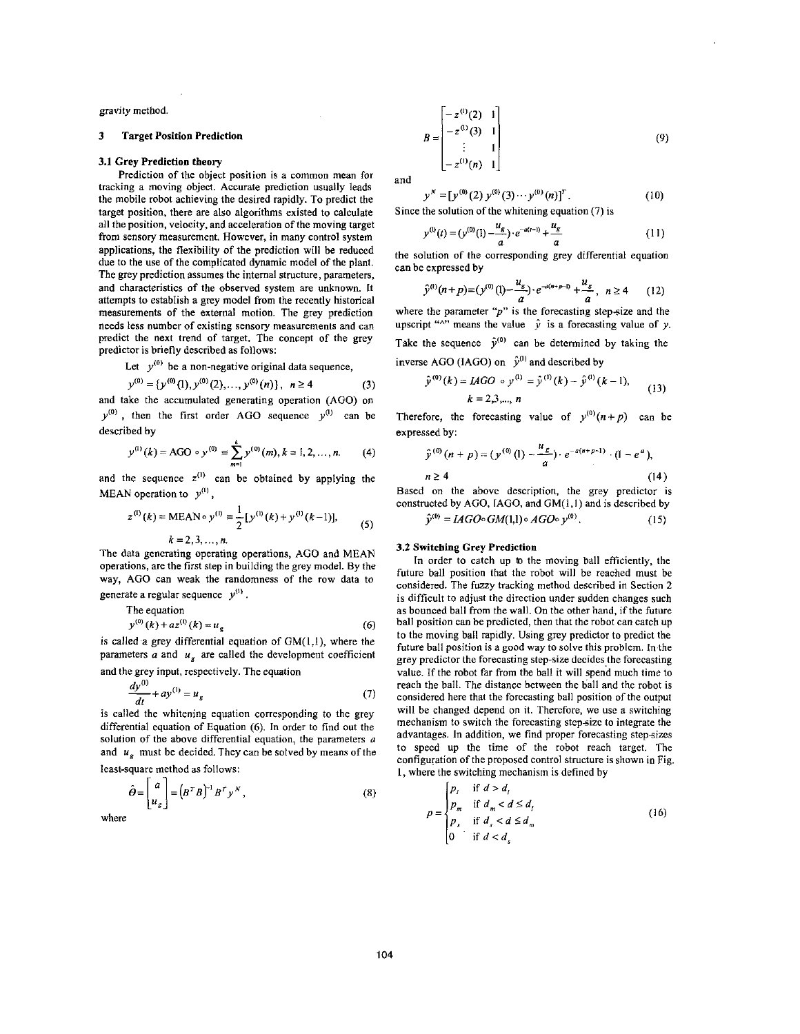gravity method.

## 3 Target Position Prediction

### 3.1 Grey Prediction theory

Prediction of the object position is a common mean for tracking a moving object. Accurate prediction usually leads the mobile robot achieving the desired rapidly. To predict the target position, there are also algorithms existed to calculate all the position, velocity, and acceleration of the moving target from sensory measurement. However, in many control system applications, the flexibility of the prediction will be reduced due to the use of the complicated dynamic model of the plant. The grey prediction assumes the internal structure, parameters, and characteristics of the observed system are unknown. It attempts to establish a grey model from the recently historical measurements of the external motion. The grey prediction needs less number of existing sensory measurements and can predict the next trend of target. The concept of the grey predictor is briefly described as follows:

Let $y^{(0)}$ be a non-negative original data sequence,

$$y^{(0)} = \{y^{(0)}(1), y^{(0)}(2), \ldots, y^{(0)}(n)\}, \quad n \geq 4 \tag{3}$$

and take the accumulated generating operation (AGO) on $y^{(0)}$, then the first order AGO sequence $y^{(1)}$ can be described by

$$y^{(1)}(k) = \text{AGO} \circ y^{(0)} \equiv \sum_{m=1}^{k} y^{(0)}(m), k = 1, 2, \ldots, n. \tag{4}$$

and the sequence $z^{(1)}$ can be obtained by applying the MEAN operation to $y^{(1)}$,

$$z^{(1)}(k) = \text{MEAN} \circ y^{(1)} \equiv \frac{1}{2}[y^{(1)}(k) + y^{(1)}(k-1)], \quad k = 2, 3, \ldots, n. \tag{5}$$

The data generating operating operations, AGO and MEAN operations, are the first step in building the grey model. By the way, AGO can weak the randomness of the row data to generate a regular sequence $y^{(1)}$.

The equation

$$y^{(0)}(k) + az^{(1)}(k) = u_g \tag{6}$$

is called a grey differential equation of GM(1,1), where the parameters $a$ and $u_g$ are called the development coefficient and the grey input, respectively. The equation

$$\frac{dy^{(1)}}{dt} + ay^{(1)} = u_g \tag{7}$$

is called the whitening equation corresponding to the grey differential equation of Equation (6). In order to find out the solution of the above differential equation, the parameters $a$ and $u_g$ must be decided. They can be solved by means of the least-square method as follows:

$$\hat{\theta} = \begin{bmatrix} a \\ u_g \end{bmatrix} = (B^T B)^{-1} B^T y^N, \tag{8}$$

where

$$B = \begin{bmatrix} -z^{(1)}(2) & 1 \\ -z^{(1)}(3) & 1 \\ \vdots & 1 \\ -z^{(1)}(n) & 1 \end{bmatrix} \tag{9}$$

and

$$y^N = [y^{(0)}(2)\, y^{(0)}(3) \cdots y^{(0)}(n)]^T. \tag{10}$$

Since the solution of the whitening equation (7) is

$$y^{(1)}(t) = (y^{(0)}(1) - \frac{u_g}{a}) \cdot e^{-a(t-1)} + \frac{u_g}{a} \tag{11}$$

the solution of the corresponding grey differential equation can be expressed by

$$\hat{y}^{(1)}(n+p) = (y^{(0)}(1) - \frac{u_g}{a}) \cdot e^{-a(n+p-1)} + \frac{u_g}{a}, \quad n \geq 4 \tag{12}$$

where the parameter "$p$" is the forecasting step-size and the upscript "^" means the value $\hat{y}$ is a forecasting value of $y$. Take the sequence $\hat{y}^{(0)}$ can be determined by taking the inverse AGO (IAGO) on $\hat{y}^{(1)}$ and described by

$$\hat{y}^{(0)}(k) = IAGO \circ y^{(1)} = \hat{y}^{(1)}(k) - \hat{y}^{(1)}(k-1), \quad k = 2,3,\ldots, n \tag{13}$$

Therefore, the forecasting value of $y^{(0)}(n+p)$ can be expressed by:

$$\hat{y}^{(0)}(n+p) = (y^{(0)}(1) - \frac{u_g}{a}) \cdot e^{-a(n+p-1)} \cdot (1 - e^{a}), \quad n \geq 4 \tag{14}$$

Based on the above description, the grey predictor is constructed by AGO, IAGO, and GM(1,1) and is described by

$$\hat{y}^{(0)} = IAGO \circ GM(1,1) \circ AGO \circ y^{(0)}. \tag{15}$$

### 3.2 Switching Grey Prediction

In order to catch up to the moving ball efficiently, the future ball position that the robot will be reached must be considered. The fuzzy tracking method described in Section 2 is difficult to adjust the direction under sudden changes such as bounced ball from the wall. On the other hand, if the future ball position can be predicted, then that the robot can catch up to the moving ball rapidly. Using grey predictor to predict the future ball position is a good way to solve this problem. In the grey predictor the forecasting step-size decides the forecasting value. If the robot far from the ball it will spend much time to reach the ball. The distance between the ball and the robot is considered here that the forecasting ball position of the output will be changed depend on it. Therefore, we use a switching mechanism to switch the forecasting step-size to integrate the advantages. In addition, we find proper forecasting step-sizes to speed up the time of the robot reach target. The configuration of the proposed control structure is shown in Fig. 1, where the switching mechanism is defined by

$$p = \begin{cases} p_l & \text{if } d > d_l \\ p_m & \text{if } d_m < d \leq d_l \\ p_s & \text{if } d_s < d \leq d_m \\ 0 & \text{if } d < d_s \end{cases} \tag{16}$$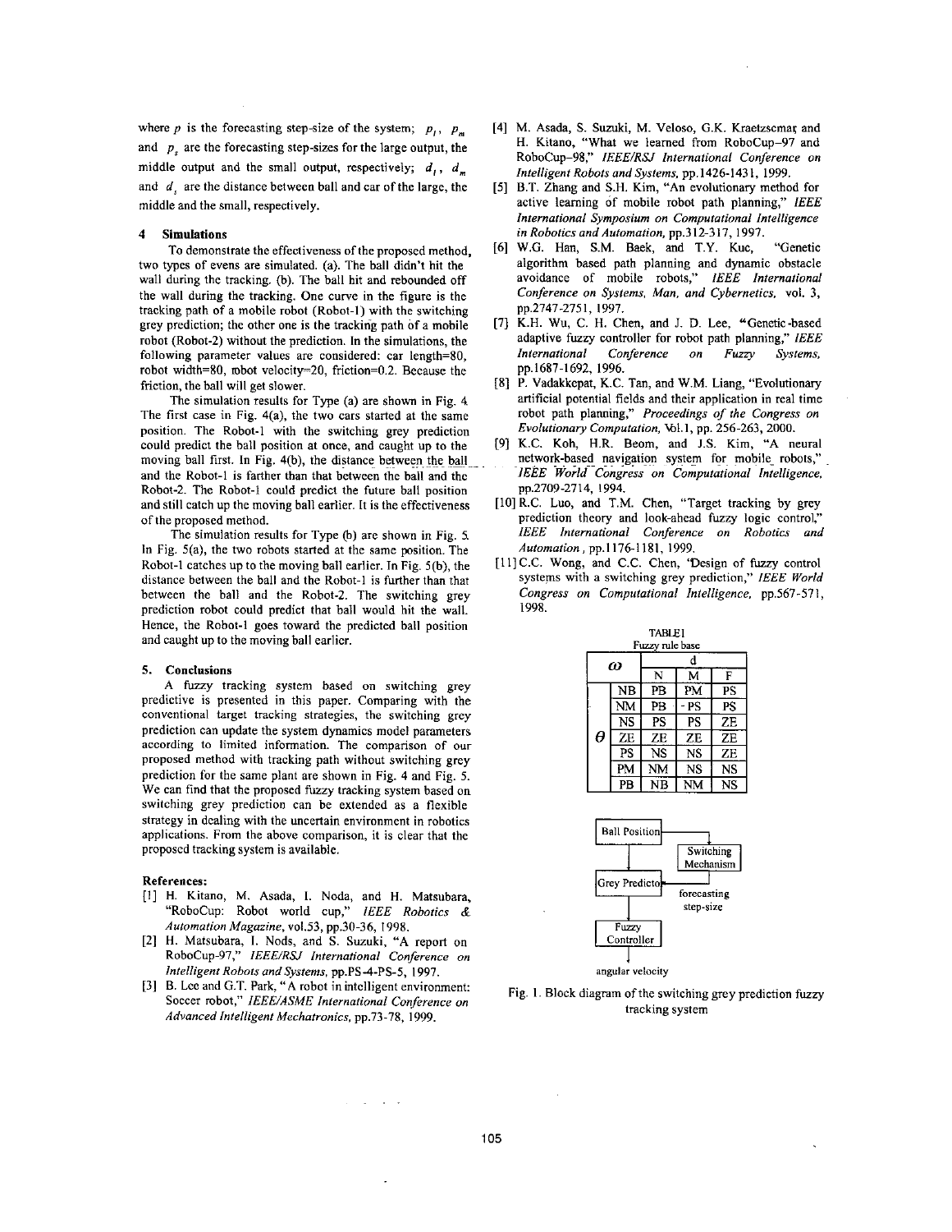where $p$ is the forecasting step-size of the system; $p_l$, $p_m$ and $p_s$ are the forecasting step-sizes for the large output, the middle output and the small output, respectively; $d_l$, $d_m$ and $d_s$ are the distance between ball and car of the large, the middle and the small, respectively.

## 4 Simulations

To demonstrate the effectiveness of the proposed method, two types of evens are simulated. (a). The ball didn't hit the wall during the tracking. (b). The ball hit and rebounded off the wall during the tracking. One curve in the figure is the tracking path of a mobile robot (Robot-1) with the switching grey prediction; the other one is the tracking path of a mobile robot (Robot-2) without the prediction. In the simulations, the following parameter values are considered: car length=80, robot width=80, robot velocity=20, friction=0.2. Because the friction, the ball will get slower.

The simulation results for Type (a) are shown in Fig. 4. The first case in Fig. 4(a), the two cars started at the same position. The Robot-1 with the switching grey prediction could predict the ball position at once, and caught up to the moving ball first. In Fig. 4(b), the distance between the ball and the Robot-1 is farther than that between the ball and the Robot-2. The Robot-1 could predict the future ball position and still catch up the moving ball earlier. It is the effectiveness of the proposed method.

The simulation results for Type (b) are shown in Fig. 5. In Fig. 5(a), the two robots started at the same position. The Robot-1 catches up to the moving ball earlier. In Fig. 5(b), the distance between the ball and the Robot-1 is further than that between the ball and the Robot-2. The switching grey prediction robot could predict that ball would hit the wall. Hence, the Robot-1 goes toward the predicted ball position and caught up to the moving ball earlier.

## 5. Conclusions

A fuzzy tracking system based on switching grey predictive is presented in this paper. Comparing with the conventional target tracking strategies, the switching grey prediction can update the system dynamics model parameters according to limited information. The comparison of our proposed method with tracking path without switching grey prediction for the same plant are shown in Fig. 4 and Fig. 5. We can find that the proposed fuzzy tracking system based on switching grey prediction can be extended as a flexible strategy in dealing with the uncertain environment in robotics applications. From the above comparison, it is clear that the proposed tracking system is available.

## References:

[1] H. Kitano, M. Asada, I. Noda, and H. Matsubara, "RoboCup: Robot world cup," *IEEE Robotics & Automation Magazine*, vol.53, pp.30-36, 1998.

[2] H. Matsubara, I. Nods, and S. Suzuki, "A report on RoboCup-97," *IEEE/RSJ International Conference on Intelligent Robots and Systems*, pp.PS-4-PS-5, 1997.

[3] B. Lee and G.T. Park, "A robot in intelligent environment: Soccer robot," *IEEE/ASME International Conference on Advanced Intelligent Mechatronics*, pp.73-78, 1999.

[4] M. Asada, S. Suzuki, M. Veloso, G.K. Kraetzscmar and H. Kitano, "What we learned from RoboCup-97 and RoboCup-98," *IEEE/RSJ International Conference on Intelligent Robots and Systems*, pp.1426-1431, 1999.

[5] B.T. Zhang and S.H. Kim, "An evolutionary method for active learning of mobile robot path planning," *IEEE International Symposium on Computational Intelligence in Robotics and Automation*, pp.312-317, 1997.

[6] W.G. Han, S.M. Baek, and T.Y. Kuc, "Genetic algorithm based path planning and dynamic obstacle avoidance of mobile robots," *IEEE International Conference on Systems, Man, and Cybernetics*, vol. 3, pp.2747-2751, 1997.

[7] K.H. Wu, C. H. Chen, and J. D. Lee, "Genetic-based adaptive fuzzy controller for robot path planning," *IEEE International Conference on Fuzzy Systems*, pp.1687-1692, 1996.

[8] P. Vadakkepat, K.C. Tan, and W.M. Liang, "Evolutionary artificial potential fields and their application in real time robot path planning," *Proceedings of the Congress on Evolutionary Computation*, Vol.1, pp. 256-263, 2000.

[9] K.C. Koh, H.R. Beom, and J.S. Kim, "A neural network-based navigation system for mobile robots," *IEEE World Congress on Computational Intelligence*, pp.2709-2714, 1994.

[10] R.C. Luo, and T.M. Chen, "Target tracking by grey prediction theory and look-ahead fuzzy logic control," *IEEE International Conference on Robotics and Automation*, pp.1176-1181, 1999.

[11] C.C. Wong, and C.C. Chen, "Design of fuzzy control systems with a switching grey prediction," *IEEE World Congress on Computational Intelligence*, pp.567-571, 1998.

TABLE I
Fuzzy rule base

| $\omega$ | | d | | |
|---|---|---|---|---|
| | | N | M | F |
| $\theta$ | NB | PB | PM | PS |
| | NM | PB | PS | PS |
| | NS | PS | PS | ZE |
| | ZE | ZE | ZE | ZE |
| | PS | NS | NS | ZE |
| | PM | NM | NS | NS |
| | PB | NB | NM | NS |

Ball Position → Grey Predictor ← Switching Mechanism (forecasting step-size) → Fuzzy Controller → angular velocity

Fig. 1. Block diagram of the switching grey prediction fuzzy tracking system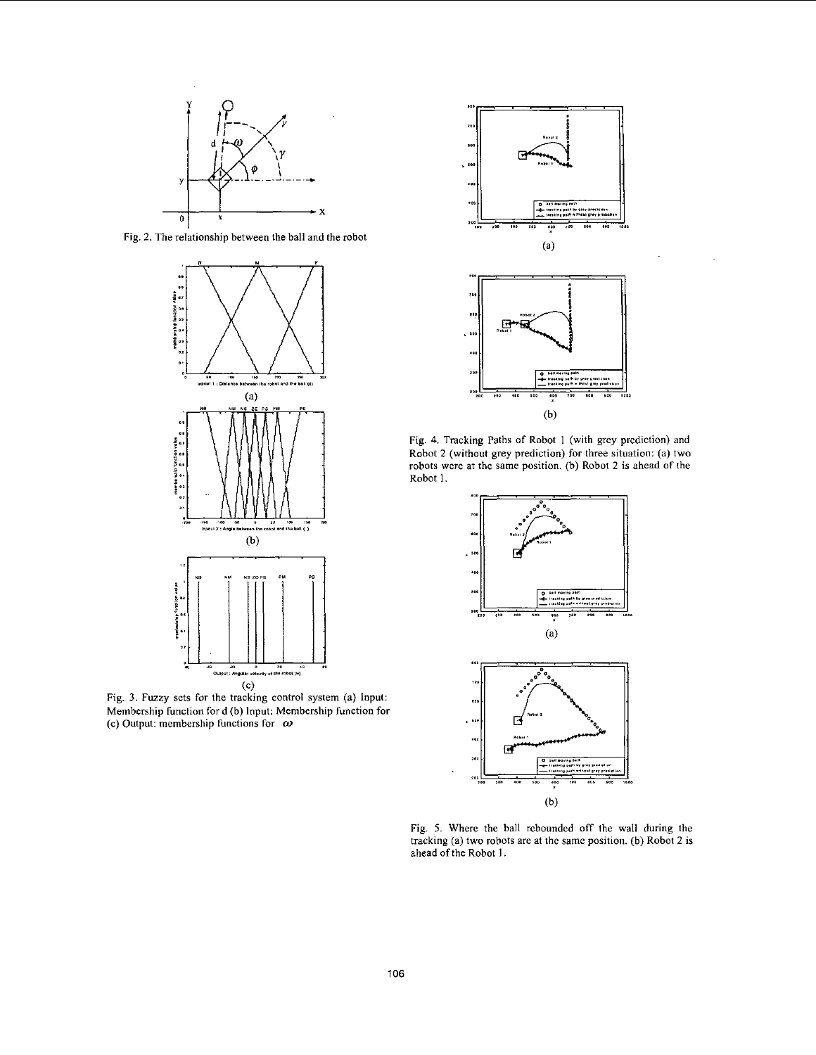Y

d

$\omega$

$V$

$\gamma$

$\phi$

y

0

x

X

Fig. 2. The relationship between the ball and the robot

N M F

Input 1 : Distance between the robot and the ball (d)

(a)

NB NM NS ZE PS PM PB

Input 2 : Angle between the robot and the ball ( )

(b)

NB NM NS ZO PS PM PB

Output : Angular velocity of the robot (w)

(c)

Fig. 3. Fuzzy sets for the tracking control system (a) Input: Membership function for d (b) Input: Membership function for (c) Output: membership functions for $\omega$

Robot 2

Robot 1

(a)

Robot 2

Robot 1

(b)

Fig. 4. Tracking Paths of Robot 1 (with grey prediction) and Robot 2 (without grey prediction) for three situation: (a) two robots were at the same position. (b) Robot 2 is ahead of the Robot 1.

Robot 2

Robot 1

(a)

Robot 2

Robot 1

(b)

Fig. 5. Where the ball rebounded off the wall during the tracking (a) two robots are at the same position. (b) Robot 2 is ahead of the Robot 1.